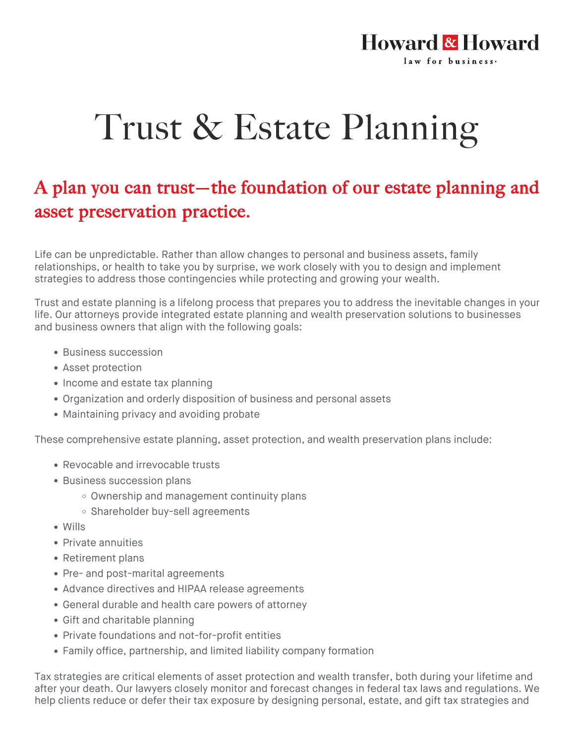Howard & Howard

law for business

# Trust & Estate Planning

## A plan you can trust—the foundation of our estate planning and asset preservation practice.

Life can be unpredictable. Rather than allow changes to personal and business assets, family relationships, or health to take you by surprise, we work closely with you to design and implement strategies to address those contingencies while protecting and growing your wealth.

Trust and estate planning is a lifelong process that prepares you to address the inevitable changes in your life. Our attorneys provide integrated estate planning and wealth preservation solutions to businesses and business owners that align with the following goals:

- Business succession
- Asset protection
- Income and estate tax planning
- Organization and orderly disposition of business and personal assets
- Maintaining privacy and avoiding probate

These comprehensive estate planning, asset protection, and wealth preservation plans include:

- Revocable and irrevocable trusts
- Business succession plans
  - Ownership and management continuity plans
  - Shareholder buy-sell agreements
- Wills
- Private annuities
- Retirement plans
- Pre- and post-marital agreements
- Advance directives and HIPAA release agreements
- General durable and health care powers of attorney
- Gift and charitable planning
- Private foundations and not-for-profit entities
- Family office, partnership, and limited liability company formation

Tax strategies are critical elements of asset protection and wealth transfer, both during your lifetime and after your death. Our lawyers closely monitor and forecast changes in federal tax laws and regulations. We help clients reduce or defer their tax exposure by designing personal, estate, and gift tax strategies and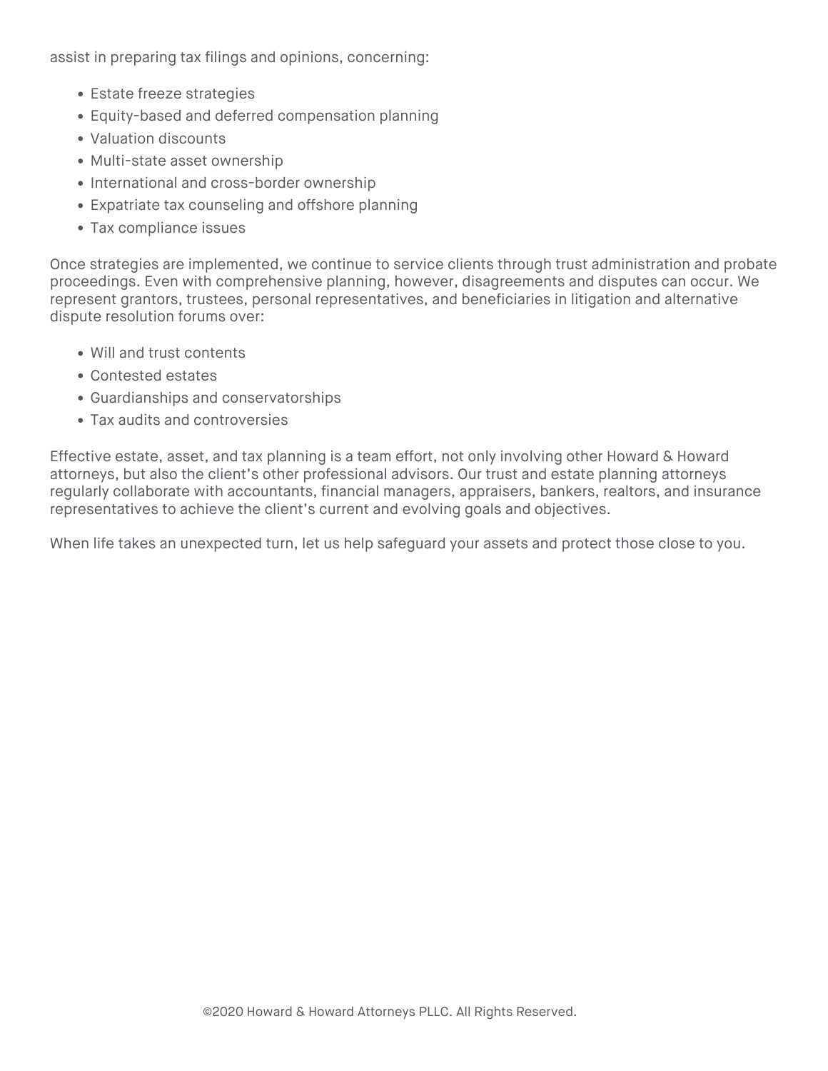assist in preparing tax filings and opinions, concerning:

- Estate freeze strategies
- Equity-based and deferred compensation planning
- Valuation discounts
- Multi-state asset ownership
- International and cross-border ownership
- Expatriate tax counseling and offshore planning
- Tax compliance issues

Once strategies are implemented, we continue to service clients through trust administration and probate proceedings. Even with comprehensive planning, however, disagreements and disputes can occur. We represent grantors, trustees, personal representatives, and beneficiaries in litigation and alternative dispute resolution forums over:

- Will and trust contents
- Contested estates
- Guardianships and conservatorships
- Tax audits and controversies

Effective estate, asset, and tax planning is a team effort, not only involving other Howard & Howard attorneys, but also the client's other professional advisors. Our trust and estate planning attorneys regularly collaborate with accountants, financial managers, appraisers, bankers, realtors, and insurance representatives to achieve the client's current and evolving goals and objectives.

When life takes an unexpected turn, let us help safeguard your assets and protect those close to you.

©2020 Howard & Howard Attorneys PLLC. All Rights Reserved.